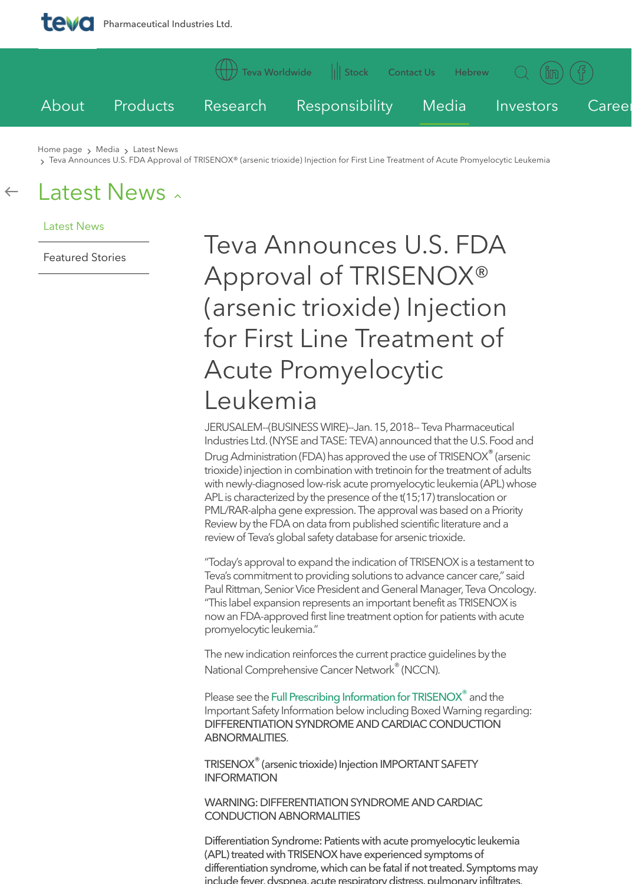Home page › Media › Latest News › Teva Announces U.S. FDA Approval of TRISENOX® (arsenic trioxide) Injection for First Line Treatment of Acute Promyelocytic Leukemia

# Teva Announces U.S. FDA Approval of TRISENOX® (arsenic trioxide) Injection for First Line Treatment of Acute Promyelocytic Leukemia

JERUSALEM--(BUSINESS WIRE)--Jan. 15, 2018-- Teva Pharmaceutical Industries Ltd. (NYSE and TASE: TEVA) announced that the U.S. Food and Drug Administration (FDA) has approved the use of TRISENOX® (arsenic trioxide) injection in combination with tretinoin for the treatment of adults with newly-diagnosed low-risk acute promyelocytic leukemia (APL) whose APL is characterized by the presence of the t(15;17) translocation or PML/RAR-alpha gene expression. The approval was based on a Priority Review by the FDA on data from published scientific literature and a review of Teva's global safety database for arsenic trioxide.

"Today's approval to expand the indication of TRISENOX is a testament to Teva's commitment to providing solutions to advance cancer care," said Paul Rittman, Senior Vice President and General Manager, Teva Oncology. "This label expansion represents an important benefit as TRISENOX is now an FDA-approved first line treatment option for patients with acute promyelocytic leukemia."

The new indication reinforces the current practice guidelines by the National Comprehensive Cancer Network® (NCCN).

Please see the Full Prescribing Information for TRISENOX® and the Important Safety Information below including Boxed Warning regarding: DIFFERENTIATION SYNDROME AND CARDIAC CONDUCTION ABNORMALITIES.

TRISENOX® (arsenic trioxide) Injection IMPORTANT SAFETY INFORMATION

WARNING: DIFFERENTIATION SYNDROME AND CARDIAC CONDUCTION ABNORMALITIES

Differentiation Syndrome: Patients with acute promyelocytic leukemia (APL) treated with TRISENOX have experienced symptoms of differentiation syndrome, which can be fatal if not treated. Symptoms may include fever, dyspnea, acute respiratory distress, pulmonary infiltrates,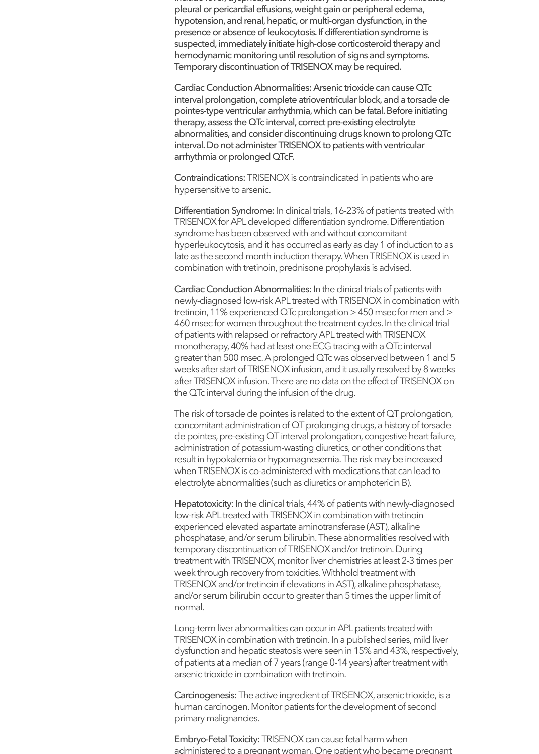include fever, dyspnea, acute respiratory distress, pulmonary infiltrates, pleural or pericardial effusions, weight gain or peripheral edema, hypotension, and renal, hepatic, or multi-organ dysfunction, in the presence or absence of leukocytosis. If differentiation syndrome is suspected, immediately initiate high-dose corticosteroid therapy and hemodynamic monitoring until resolution of signs and symptoms. Temporary discontinuation of TRISENOX may be required.

**Cardiac Conduction Abnormalities: Arsenic trioxide can cause QTc interval prolongation, complete atrioventricular block, and a torsade de pointes-type ventricular arrhythmia, which can be fatal. Before initiating therapy, assess the QTc interval, correct pre-existing electrolyte abnormalities, and consider discontinuing drugs known to prolong QTc interval. Do not administer TRISENOX to patients with ventricular arrhythmia or prolonged QTcF.**

**Contraindications:** TRISENOX is contraindicated in patients who are hypersensitive to arsenic.

**Differentiation Syndrome:** In clinical trials, 16-23% of patients treated with TRISENOX for APL developed differentiation syndrome. Differentiation syndrome has been observed with and without concomitant hyperleukocytosis, and it has occurred as early as day 1 of induction to as late as the second month induction therapy. When TRISENOX is used in combination with tretinoin, prednisone prophylaxis is advised.

**Cardiac Conduction Abnormalities:** In the clinical trials of patients with newly-diagnosed low-risk APL treated with TRISENOX in combination with tretinoin, 11% experienced QTc prolongation > 450 msec for men and > 460 msec for women throughout the treatment cycles. In the clinical trial of patients with relapsed or refractory APL treated with TRISENOX monotherapy, 40% had at least one ECG tracing with a QTc interval greater than 500 msec. A prolonged QTc was observed between 1 and 5 weeks after start of TRISENOX infusion, and it usually resolved by 8 weeks after TRISENOX infusion. There are no data on the effect of TRISENOX on the QTc interval during the infusion of the drug.

The risk of torsade de pointes is related to the extent of QT prolongation, concomitant administration of QT prolonging drugs, a history of torsade de pointes, pre-existing QT interval prolongation, congestive heart failure, administration of potassium-wasting diuretics, or other conditions that result in hypokalemia or hypomagnesemia. The risk may be increased when TRISENOX is co-administered with medications that can lead to electrolyte abnormalities (such as diuretics or amphotericin B).

**Hepatotoxicity**: In the clinical trials, 44% of patients with newly-diagnosed low-risk APL treated with TRISENOX in combination with tretinoin experienced elevated aspartate aminotransferase (AST), alkaline phosphatase, and/or serum bilirubin. These abnormalities resolved with temporary discontinuation of TRISENOX and/or tretinoin. During treatment with TRISENOX, monitor liver chemistries at least 2-3 times per week through recovery from toxicities. Withhold treatment with TRISENOX and/or tretinoin if elevations in AST), alkaline phosphatase, and/or serum bilirubin occur to greater than 5 times the upper limit of normal.

Long-term liver abnormalities can occur in APL patients treated with TRISENOX in combination with tretinoin. In a published series, mild liver dysfunction and hepatic steatosis were seen in 15% and 43%, respectively, of patients at a median of 7 years (range 0-14 years) after treatment with arsenic trioxide in combination with tretinoin.

**Carcinogenesis:** The active ingredient of TRISENOX, arsenic trioxide, is a human carcinogen. Monitor patients for the development of second primary malignancies.

**Embryo-Fetal Toxicity:** TRISENOX can cause fetal harm when administered to a pregnant woman. One patient who became pregnant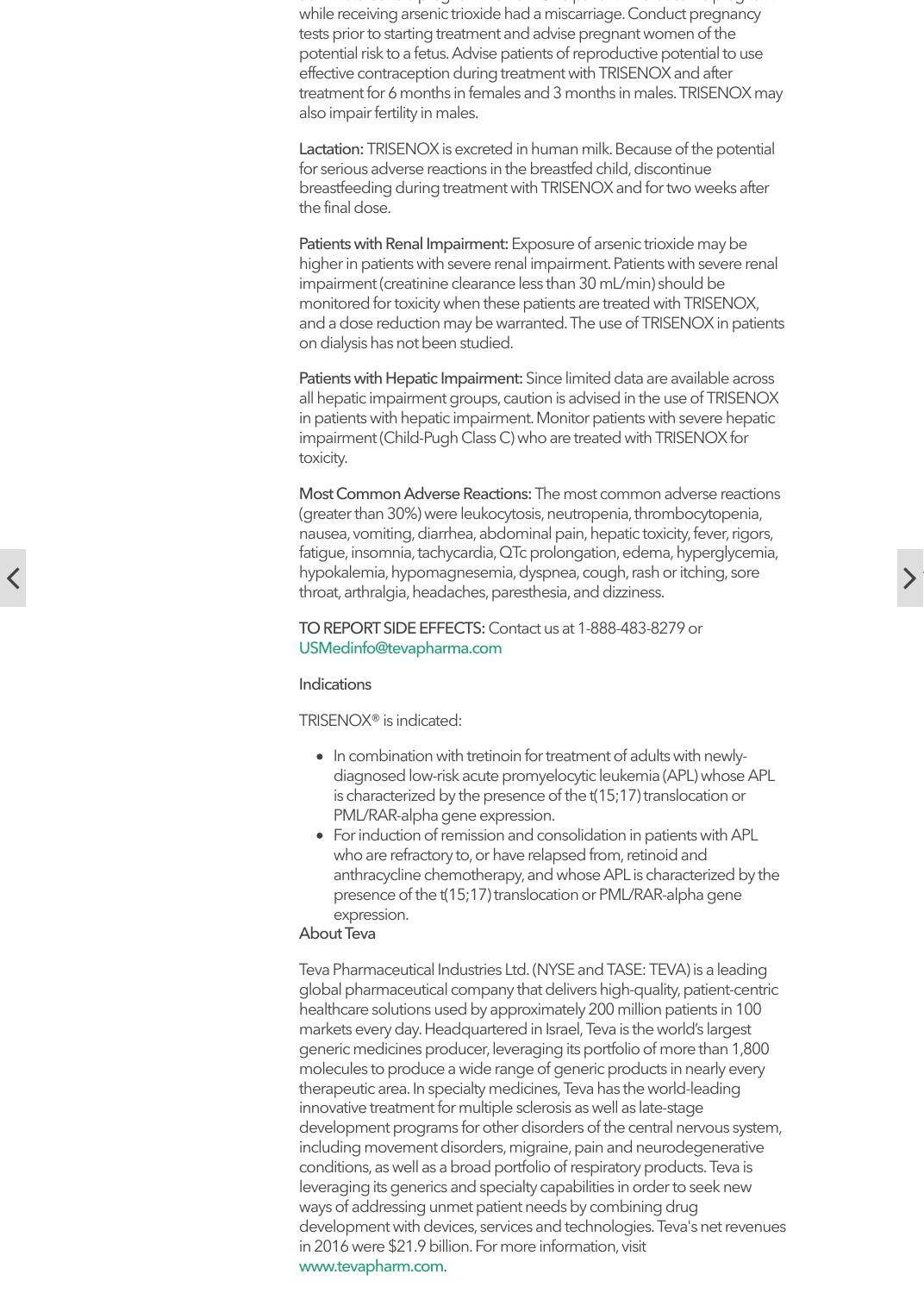while receiving arsenic trioxide had a miscarriage. Conduct pregnancy tests prior to starting treatment and advise pregnant women of the potential risk to a fetus. Advise patients of reproductive potential to use effective contraception during treatment with TRISENOX and after treatment for 6 months in females and 3 months in males. TRISENOX may also impair fertility in males.

**Lactation:** TRISENOX is excreted in human milk. Because of the potential for serious adverse reactions in the breastfed child, discontinue breastfeeding during treatment with TRISENOX and for two weeks after the final dose.

**Patients with Renal Impairment:** Exposure of arsenic trioxide may be higher in patients with severe renal impairment. Patients with severe renal impairment (creatinine clearance less than 30 mL/min) should be monitored for toxicity when these patients are treated with TRISENOX, and a dose reduction may be warranted. The use of TRISENOX in patients on dialysis has not been studied.

**Patients with Hepatic Impairment:** Since limited data are available across all hepatic impairment groups, caution is advised in the use of TRISENOX in patients with hepatic impairment. Monitor patients with severe hepatic impairment (Child-Pugh Class C) who are treated with TRISENOX for toxicity.

**Most Common Adverse Reactions:** The most common adverse reactions (greater than 30%) were leukocytosis, neutropenia, thrombocytopenia, nausea, vomiting, diarrhea, abdominal pain, hepatic toxicity, fever, rigors, fatigue, insomnia, tachycardia, QTc prolongation, edema, hyperglycemia, hypokalemia, hypomagnesemia, dyspnea, cough, rash or itching, sore throat, arthralgia, headaches, paresthesia, and dizziness.

**TO REPORT SIDE EFFECTS:** Contact us at 1-888-483-8279 or USMedinfo@tevapharma.com

**Indications**

TRISENOX® is indicated:

- In combination with tretinoin for treatment of adults with newly-diagnosed low-risk acute promyelocytic leukemia (APL) whose APL is characterized by the presence of the t(15;17) translocation or PML/RAR-alpha gene expression.
- For induction of remission and consolidation in patients with APL who are refractory to, or have relapsed from, retinoid and anthracycline chemotherapy, and whose APL is characterized by the presence of the t(15;17) translocation or PML/RAR-alpha gene expression.

**About Teva**

Teva Pharmaceutical Industries Ltd. (NYSE and TASE: TEVA) is a leading global pharmaceutical company that delivers high-quality, patient-centric healthcare solutions used by approximately 200 million patients in 100 markets every day. Headquartered in Israel, Teva is the world's largest generic medicines producer, leveraging its portfolio of more than 1,800 molecules to produce a wide range of generic products in nearly every therapeutic area. In specialty medicines, Teva has the world-leading innovative treatment for multiple sclerosis as well as late-stage development programs for other disorders of the central nervous system, including movement disorders, migraine, pain and neurodegenerative conditions, as well as a broad portfolio of respiratory products. Teva is leveraging its generics and specialty capabilities in order to seek new ways of addressing unmet patient needs by combining drug development with devices, services and technologies. Teva's net revenues in 2016 were $21.9 billion. For more information, visit www.tevapharm.com.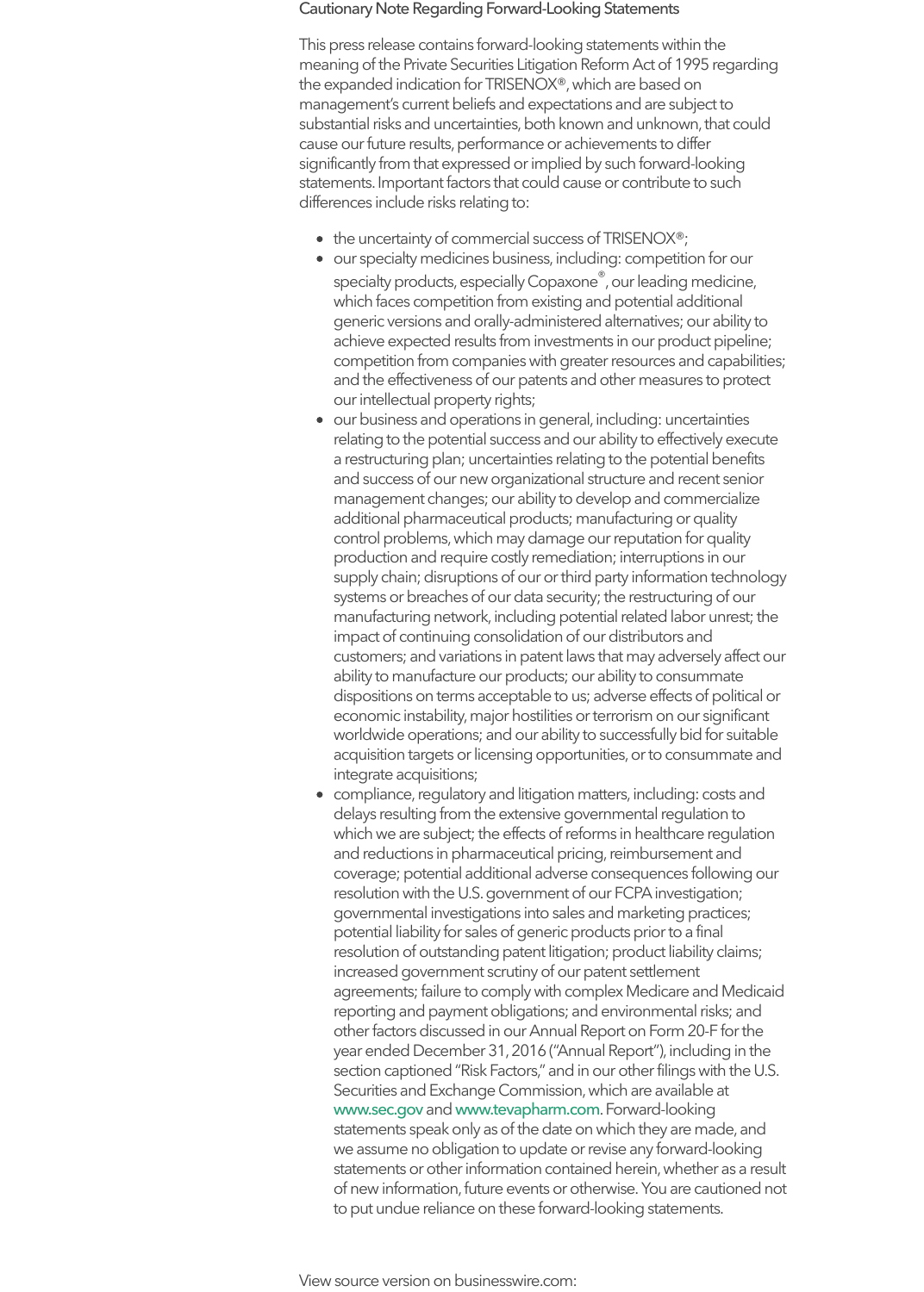## Cautionary Note Regarding Forward-Looking Statements

This press release contains forward-looking statements within the meaning of the Private Securities Litigation Reform Act of 1995 regarding the expanded indication for TRISENOX®, which are based on management's current beliefs and expectations and are subject to substantial risks and uncertainties, both known and unknown, that could cause our future results, performance or achievements to differ significantly from that expressed or implied by such forward-looking statements. Important factors that could cause or contribute to such differences include risks relating to:

- the uncertainty of commercial success of TRISENOX®;
- our specialty medicines business, including: competition for our specialty products, especially Copaxone®, our leading medicine, which faces competition from existing and potential additional generic versions and orally-administered alternatives; our ability to achieve expected results from investments in our product pipeline; competition from companies with greater resources and capabilities; and the effectiveness of our patents and other measures to protect our intellectual property rights;
- our business and operations in general, including: uncertainties relating to the potential success and our ability to effectively execute a restructuring plan; uncertainties relating to the potential benefits and success of our new organizational structure and recent senior management changes; our ability to develop and commercialize additional pharmaceutical products; manufacturing or quality control problems, which may damage our reputation for quality production and require costly remediation; interruptions in our supply chain; disruptions of our or third party information technology systems or breaches of our data security; the restructuring of our manufacturing network, including potential related labor unrest; the impact of continuing consolidation of our distributors and customers; and variations in patent laws that may adversely affect our ability to manufacture our products; our ability to consummate dispositions on terms acceptable to us; adverse effects of political or economic instability, major hostilities or terrorism on our significant worldwide operations; and our ability to successfully bid for suitable acquisition targets or licensing opportunities, or to consummate and integrate acquisitions;
- compliance, regulatory and litigation matters, including: costs and delays resulting from the extensive governmental regulation to which we are subject; the effects of reforms in healthcare regulation and reductions in pharmaceutical pricing, reimbursement and coverage; potential additional adverse consequences following our resolution with the U.S. government of our FCPA investigation; governmental investigations into sales and marketing practices; potential liability for sales of generic products prior to a final resolution of outstanding patent litigation; product liability claims; increased government scrutiny of our patent settlement agreements; failure to comply with complex Medicare and Medicaid reporting and payment obligations; and environmental risks; and other factors discussed in our Annual Report on Form 20-F for the year ended December 31, 2016 ("Annual Report"), including in the section captioned "Risk Factors," and in our other filings with the U.S. Securities and Exchange Commission, which are available at www.sec.gov and www.tevapharm.com. Forward-looking statements speak only as of the date on which they are made, and we assume no obligation to update or revise any forward-looking statements or other information contained herein, whether as a result of new information, future events or otherwise. You are cautioned not to put undue reliance on these forward-looking statements.

View source version on businesswire.com: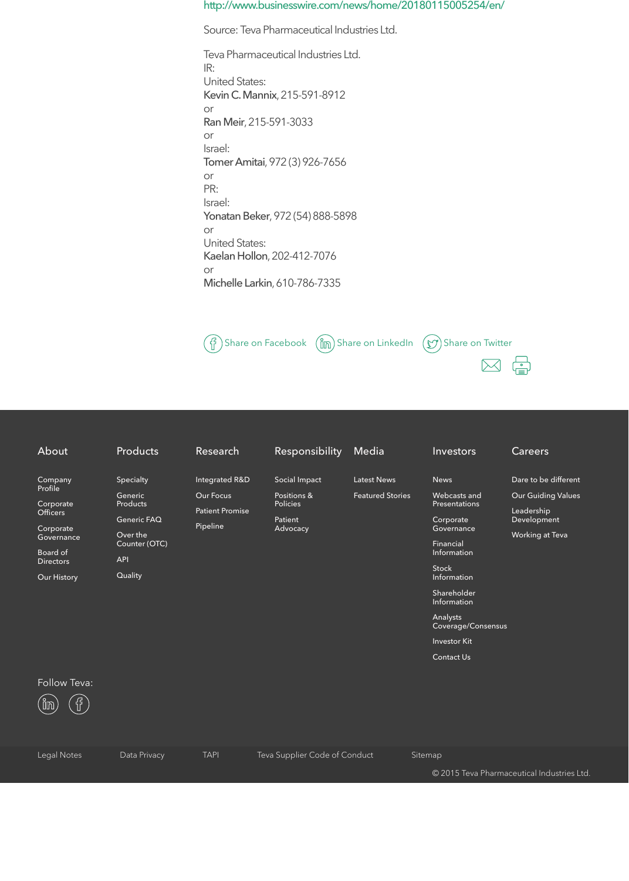http://www.businesswire.com/news/home/20180115005254/en/

Source: Teva Pharmaceutical Industries Ltd.

Teva Pharmaceutical Industries Ltd.
IR:
United States:
**Kevin C. Mannix**, 215-591-8912
or
**Ran Meir**, 215-591-3033
or
Israel:
**Tomer Amitai**, 972 (3) 926-7656
or
PR:
Israel:
**Yonatan Beker**, 972 (54) 888-5898
or
United States:
**Kaelan Hollon**, 202-412-7076
or
**Michelle Larkin**, 610-786-7335

Share on Facebook Share on LinkedIn Share on Twitter

**About**
- Company Profile
- Corporate Officers
- Corporate Governance
- Board of Directors
- Our History

**Products**
- Specialty
- Generic Products
- Generic FAQ
- Over the Counter (OTC)
- API
- Quality

**Research**
- Integrated R&D
- Our Focus
- Patient Promise
- Pipeline

**Responsibility**
- Social Impact
- Positions & Policies
- Patient Advocacy

**Media**
- Latest News
- Featured Stories

**Investors**
- News
- Webcasts and Presentations
- Corporate Governance
- Financial Information
- Stock Information
- Shareholder Information
- Analysts Coverage/Consensus
- Investor Kit
- Contact Us

**Careers**
- Dare to be different
- Our Guiding Values
- Leadership Development
- Working at Teva

Follow Teva:

Legal Notes Data Privacy TAPI Teva Supplier Code of Conduct Sitemap

© 2015 Teva Pharmaceutical Industries Ltd.